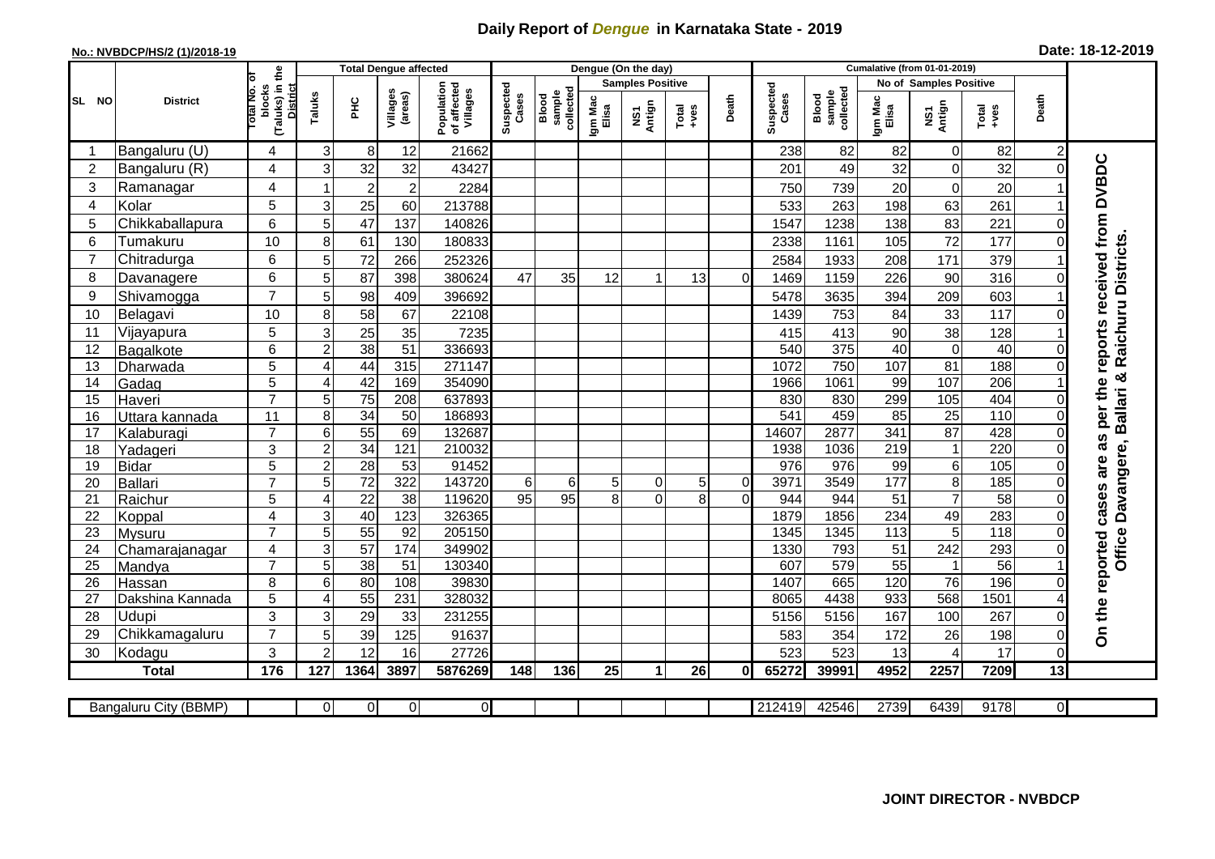# Daily Report of *Dengue* in Karnataka State - 2019

**No.: NVBDCP/HS/2 (1)/2018-19**

**Date: 18-12-2019**

| SL NO | District | Total No. of blocks (Taluks) in the District | Total Dengue affected | | | | Dengue (On the day) | | | | | | | Cumalative (from 01-01-2019) | | | | | | | |
|---|---|---|---|---|---|---|---|---|---|---|---|---|---|---|---|---|---|---|---|---|
| | | | Taluks | PHC | Villages (areas) | Population of affected Villages | Suspected Cases | Blood sample collected | Samples Positive | | | Death | Suspected Cases | Blood sample collected | No of Samples Positive | | | Death | |
| | | | | | | | | | Igm Mac Elisa | NS1 Antign | Total +ves | | | | Igm Mac Elisa | NS1 Antign | Total +ves | | |
| 1 | Bangaluru (U) | 4 | 3 | 8 | 12 | 21662 | | | | | | | 238 | 82 | 82 | 0 | 82 | 2 | On the reported cases are as per the reports received from DVBDC Office Davangere, Ballari & Raichuru Districts. |
| 2 | Bangaluru (R) | 4 | 3 | 32 | 32 | 43427 | | | | | | | 201 | 49 | 32 | 0 | 32 | 0 | |
| 3 | Ramanagar | 4 | 1 | 2 | 2 | 2284 | | | | | | | 750 | 739 | 20 | 0 | 20 | 1 | |
| 4 | Kolar | 5 | 3 | 25 | 60 | 213788 | | | | | | | 533 | 263 | 198 | 63 | 261 | 1 | |
| 5 | Chikkaballapura | 6 | 5 | 47 | 137 | 140826 | | | | | | | 1547 | 1238 | 138 | 83 | 221 | 0 | |
| 6 | Tumakuru | 10 | 8 | 61 | 130 | 180833 | | | | | | | 2338 | 1161 | 105 | 72 | 177 | 0 | |
| 7 | Chitradurga | 6 | 5 | 72 | 266 | 252326 | | | | | | | 2584 | 1933 | 208 | 171 | 379 | 1 | |
| 8 | Davanagere | 6 | 5 | 87 | 398 | 380624 | 47 | 35 | 12 | 1 | 13 | 0 | 1469 | 1159 | 226 | 90 | 316 | 0 | |
| 9 | Shivamogga | 7 | 5 | 98 | 409 | 396692 | | | | | | | 5478 | 3635 | 394 | 209 | 603 | 1 | |
| 10 | Belagavi | 10 | 8 | 58 | 67 | 22108 | | | | | | | 1439 | 753 | 84 | 33 | 117 | 0 | |
| 11 | Vijayapura | 5 | 3 | 25 | 35 | 7235 | | | | | | | 415 | 413 | 90 | 38 | 128 | 1 | |
| 12 | Bagalkote | 6 | 2 | 38 | 51 | 336693 | | | | | | | 540 | 375 | 40 | 0 | 40 | 0 | |
| 13 | Dharwada | 5 | 4 | 44 | 315 | 271147 | | | | | | | 1072 | 750 | 107 | 81 | 188 | 0 | |
| 14 | Gadag | 5 | 4 | 42 | 169 | 354090 | | | | | | | 1966 | 1061 | 99 | 107 | 206 | 1 | |
| 15 | Haveri | 7 | 5 | 75 | 208 | 637893 | | | | | | | 830 | 830 | 299 | 105 | 404 | 0 | |
| 16 | Uttara kannada | 11 | 8 | 34 | 50 | 186893 | | | | | | | 541 | 459 | 85 | 25 | 110 | 0 | |
| 17 | Kalaburagi | 7 | 6 | 55 | 69 | 132687 | | | | | | | 14607 | 2877 | 341 | 87 | 428 | 0 | |
| 18 | Yadageri | 3 | 2 | 34 | 121 | 210032 | | | | | | | 1938 | 1036 | 219 | 1 | 220 | 0 | |
| 19 | Bidar | 5 | 2 | 28 | 53 | 91452 | | | | | | | 976 | 976 | 99 | 6 | 105 | 0 | |
| 20 | Ballari | 7 | 5 | 72 | 322 | 143720 | 6 | 6 | 5 | 0 | 5 | 0 | 3971 | 3549 | 177 | 8 | 185 | 0 | |
| 21 | Raichur | 5 | 4 | 22 | 38 | 119620 | 95 | 95 | 8 | 0 | 8 | 0 | 944 | 944 | 51 | 7 | 58 | 0 | |
| 22 | Koppal | 4 | 3 | 40 | 123 | 326365 | | | | | | | 1879 | 1856 | 234 | 49 | 283 | 0 | |
| 23 | Mysuru | 7 | 5 | 55 | 92 | 205150 | | | | | | | 1345 | 1345 | 113 | 5 | 118 | 0 | |
| 24 | Chamarajanagar | 4 | 3 | 57 | 174 | 349902 | | | | | | | 1330 | 793 | 51 | 242 | 293 | 0 | |
| 25 | Mandya | 7 | 5 | 38 | 51 | 130340 | | | | | | | 607 | 579 | 55 | 1 | 56 | 1 | |
| 26 | Hassan | 8 | 6 | 80 | 108 | 39830 | | | | | | | 1407 | 665 | 120 | 76 | 196 | 0 | |
| 27 | Dakshina Kannada | 5 | 4 | 55 | 231 | 328032 | | | | | | | 8065 | 4438 | 933 | 568 | 1501 | 4 | |
| 28 | Udupi | 3 | 3 | 29 | 33 | 231255 | | | | | | | 5156 | 5156 | 167 | 100 | 267 | 0 | |
| 29 | Chikkamagaluru | 7 | 5 | 39 | 125 | 91637 | | | | | | | 583 | 354 | 172 | 26 | 198 | 0 | |
| 30 | Kodagu | 3 | 2 | 12 | 16 | 27726 | | | | | | | 523 | 523 | 13 | 4 | 17 | 0 | |
| | **Total** | **176** | **127** | **1364** | **3897** | **5876269** | **148** | **136** | **25** | **1** | **26** | **0** | **65272** | **39991** | **4952** | **2257** | **7209** | **13** | |

| Bangaluru City (BBMP) | | 0 | 0 | 0 | 0 | | | | | | | 212419 | 42546 | 2739 | 6439 | 9178 | 0 | |
|---|---|---|---|---|---|---|---|---|---|---|---|---|---|---|---|---|---|---|

**JOINT DIRECTOR - NVBDCP**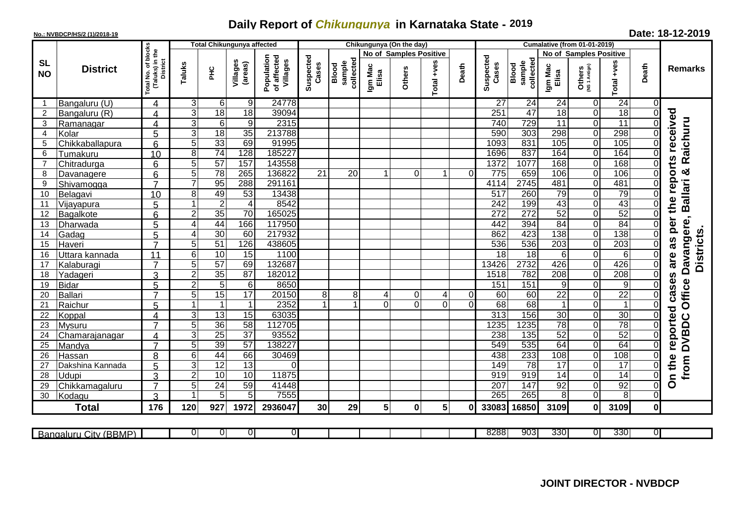# Daily Report of *Chikungunya* in Karnataka State - 2019

**No.: NVBDCP/HS/2 (1)/2018-19**

**Date: 18-12-2019**

| SL NO | District | Total No. of blocks (Taluks) in the District | Total Chikungunya affected | | | | Chikungunya (On the day) | | | | | | | Cumalative (from 01-01-2019) | | | | | | | Remarks |
|---|---|---|---|---|---|---|---|---|---|---|---|---|---|---|---|---|---|---|---|---|---|
| | | | Taluks | PHC | Villages (areas) | Population of affected Villages | Suspected Cases | Blood sample collected | No of Samples Positive | | | Death | Suspected Cases | Blood sample collected | No of Samples Positive | | | Death | |
| | | | | | | | | | Igm Mac Elisa | Others | Total +ves | | | | Igm Mac Elisa | Others (NS 1 Antign) | Total +ves | | |
| 1 | Bangaluru (U) | 4 | 3 | 6 | 9 | 24778 | | | | | | | 27 | 24 | 24 | 0 | 24 | 0 | On the reported cases are as per the reports received from DVBDC Office Davangere, Ballari & Raichuru Districts. |
| 2 | Bangaluru (R) | 4 | 3 | 18 | 18 | 39094 | | | | | | | 251 | 47 | 18 | 0 | 18 | 0 | |
| 3 | Ramanagar | 4 | 3 | 6 | 9 | 2315 | | | | | | | 740 | 729 | 11 | 0 | 11 | 0 | |
| 4 | Kolar | 5 | 3 | 18 | 35 | 213788 | | | | | | | 590 | 303 | 298 | 0 | 298 | 0 | |
| 5 | Chikkaballapura | 6 | 5 | 33 | 69 | 91995 | | | | | | | 1093 | 831 | 105 | 0 | 105 | 0 | |
| 6 | Tumakuru | 10 | 8 | 74 | 128 | 185227 | | | | | | | 1696 | 837 | 164 | 0 | 164 | 0 | |
| 7 | Chitradurga | 6 | 5 | 57 | 157 | 143558 | | | | | | | 1372 | 1077 | 168 | 0 | 168 | 0 | |
| 8 | Davanagere | 6 | 5 | 78 | 265 | 136822 | 21 | 20 | 1 | 0 | 1 | 0 | 775 | 659 | 106 | 0 | 106 | 0 | |
| 9 | Shivamogga | 7 | 7 | 95 | 288 | 291161 | | | | | | | 4114 | 2745 | 481 | 0 | 481 | 0 | |
| 10 | Belagavi | 10 | 8 | 49 | 53 | 13438 | | | | | | | 517 | 260 | 79 | 0 | 79 | 0 | |
| 11 | Vijayapura | 5 | 1 | 2 | 4 | 8542 | | | | | | | 242 | 199 | 43 | 0 | 43 | 0 | |
| 12 | Bagalkote | 6 | 2 | 35 | 70 | 165025 | | | | | | | 272 | 272 | 52 | 0 | 52 | 0 | |
| 13 | Dharwada | 5 | 4 | 44 | 166 | 117950 | | | | | | | 442 | 394 | 84 | 0 | 84 | 0 | |
| 14 | Gadag | 5 | 4 | 30 | 60 | 217932 | | | | | | | 862 | 423 | 138 | 0 | 138 | 0 | |
| 15 | Haveri | 7 | 5 | 51 | 126 | 438605 | | | | | | | 536 | 536 | 203 | 0 | 203 | 0 | |
| 16 | Uttara kannada | 11 | 6 | 10 | 15 | 1100 | | | | | | | 18 | 18 | 6 | 0 | 6 | 0 | |
| 17 | Kalaburagi | 7 | 5 | 57 | 69 | 132687 | | | | | | | 13426 | 2732 | 426 | 0 | 426 | 0 | |
| 18 | Yadageri | 3 | 2 | 35 | 87 | 182012 | | | | | | | 1518 | 782 | 208 | 0 | 208 | 0 | |
| 19 | Bidar | 5 | 2 | 5 | 6 | 8650 | | | | | | | 151 | 151 | 9 | 0 | 9 | 0 | |
| 20 | Ballari | 7 | 5 | 15 | 17 | 20150 | 8 | 8 | 4 | 0 | 4 | 0 | 60 | 60 | 22 | 0 | 22 | 0 | |
| 21 | Raichur | 5 | 1 | 1 | 1 | 2352 | 1 | 1 | 0 | 0 | 0 | 0 | 68 | 68 | 1 | 0 | 1 | 0 | |
| 22 | Koppal | 4 | 3 | 13 | 15 | 63035 | | | | | | | 313 | 156 | 30 | 0 | 30 | 0 | |
| 23 | Mysuru | 7 | 5 | 36 | 58 | 112705 | | | | | | | 1235 | 1235 | 78 | 0 | 78 | 0 | |
| 24 | Chamarajanagar | 4 | 3 | 25 | 37 | 93552 | | | | | | | 238 | 135 | 52 | 0 | 52 | 0 | |
| 25 | Mandya | 7 | 5 | 39 | 57 | 138227 | | | | | | | 549 | 535 | 64 | 0 | 64 | 0 | |
| 26 | Hassan | 8 | 6 | 44 | 66 | 30469 | | | | | | | 438 | 233 | 108 | 0 | 108 | 0 | |
| 27 | Dakshina Kannada | 5 | 3 | 12 | 13 | 0 | | | | | | | 149 | 78 | 17 | 0 | 17 | 0 | |
| 28 | Udupi | 3 | 2 | 10 | 10 | 11875 | | | | | | | 919 | 919 | 14 | 0 | 14 | 0 | |
| 29 | Chikkamagaluru | 7 | 5 | 24 | 59 | 41448 | | | | | | | 207 | 147 | 92 | 0 | 92 | 0 | |
| 30 | Kodagu | 3 | 1 | 5 | 5 | 7555 | | | | | | | 265 | 265 | 8 | 0 | 8 | 0 | |
| **Total** | | **176** | **120** | **927** | **1972** | **2936047** | **30** | **29** | **5** | **0** | **5** | **0** | **33083** | **16850** | **3109** | **0** | **3109** | **0** | |

| | | | | | | | | | | | | | | | | | | |
|---|---|---|---|---|---|---|---|---|---|---|---|---|---|---|---|---|---|---|
| Bangaluru City (BBMP) | | 0 | 0 | 0 | 0 | | | | | | | 8288 | 903 | 330 | 0 | 330 | 0 | |

**JOINT DIRECTOR - NVBDCP**